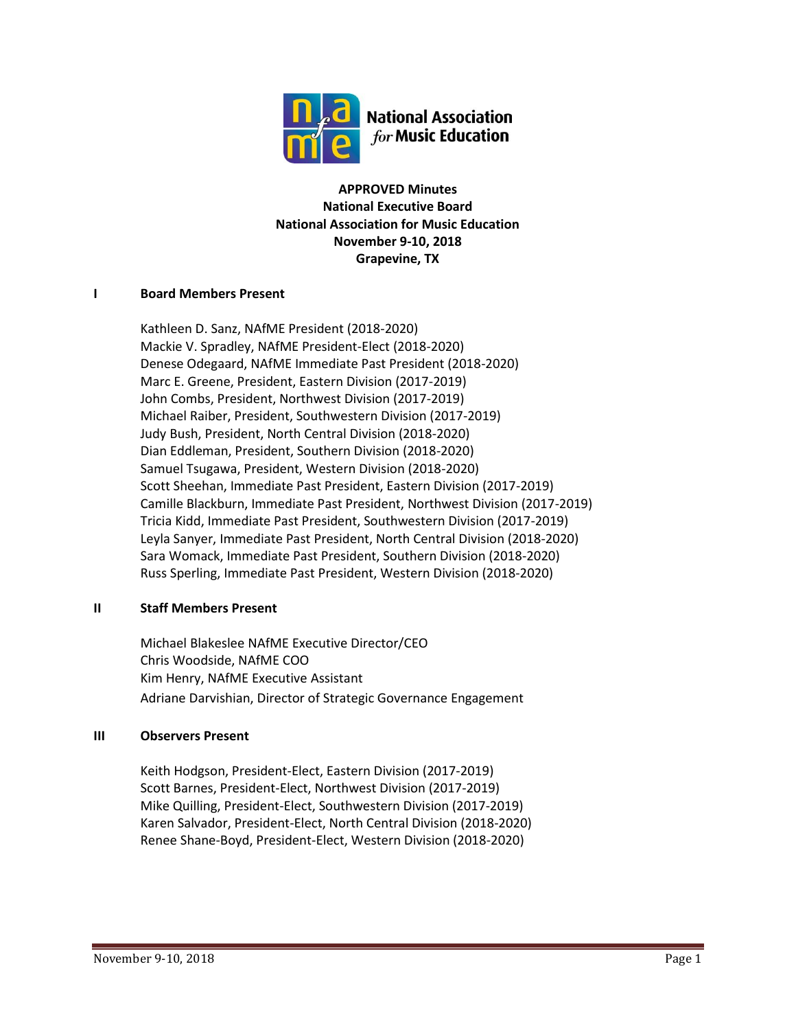**APPROVED Minutes**
**National Executive Board**
**National Association for Music Education**
**November 9-10, 2018**
**Grapevine, TX**

## I Board Members Present

Kathleen D. Sanz, NAfME President (2018-2020)
Mackie V. Spradley, NAfME President-Elect (2018-2020)
Denese Odegaard, NAfME Immediate Past President (2018-2020)
Marc E. Greene, President, Eastern Division (2017-2019)
John Combs, President, Northwest Division (2017-2019)
Michael Raiber, President, Southwestern Division (2017-2019)
Judy Bush, President, North Central Division (2018-2020)
Dian Eddleman, President, Southern Division (2018-2020)
Samuel Tsugawa, President, Western Division (2018-2020)
Scott Sheehan, Immediate Past President, Eastern Division (2017-2019)
Camille Blackburn, Immediate Past President, Northwest Division (2017-2019)
Tricia Kidd, Immediate Past President, Southwestern Division (2017-2019)
Leyla Sanyer, Immediate Past President, North Central Division (2018-2020)
Sara Womack, Immediate Past President, Southern Division (2018-2020)
Russ Sperling, Immediate Past President, Western Division (2018-2020)

## II Staff Members Present

Michael Blakeslee NAfME Executive Director/CEO
Chris Woodside, NAfME COO
Kim Henry, NAfME Executive Assistant
Adriane Darvishian, Director of Strategic Governance Engagement

## III Observers Present

Keith Hodgson, President-Elect, Eastern Division (2017-2019)
Scott Barnes, President-Elect, Northwest Division (2017-2019)
Mike Quilling, President-Elect, Southwestern Division (2017-2019)
Karen Salvador, President-Elect, North Central Division (2018-2020)
Renee Shane-Boyd, President-Elect, Western Division (2018-2020)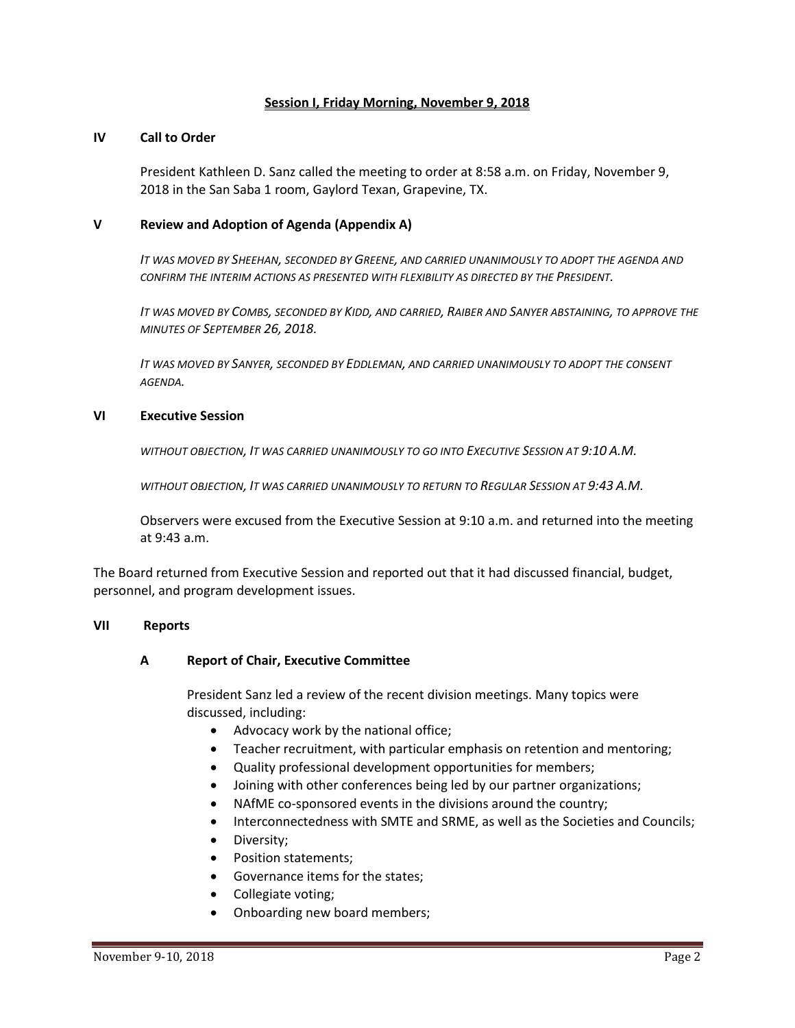## Session I, Friday Morning, November 9, 2018

### IV Call to Order

President Kathleen D. Sanz called the meeting to order at 8:58 a.m. on Friday, November 9, 2018 in the San Saba 1 room, Gaylord Texan, Grapevine, TX.

### V Review and Adoption of Agenda (Appendix A)

*IT WAS MOVED BY SHEEHAN, SECONDED BY GREENE, AND CARRIED UNANIMOUSLY TO ADOPT THE AGENDA AND CONFIRM THE INTERIM ACTIONS AS PRESENTED WITH FLEXIBILITY AS DIRECTED BY THE PRESIDENT.*

*IT WAS MOVED BY COMBS, SECONDED BY KIDD, AND CARRIED, RAIBER AND SANYER ABSTAINING, TO APPROVE THE MINUTES OF SEPTEMBER 26, 2018.*

*IT WAS MOVED BY SANYER, SECONDED BY EDDLEMAN, AND CARRIED UNANIMOUSLY TO ADOPT THE CONSENT AGENDA.*

### VI Executive Session

*WITHOUT OBJECTION, IT WAS CARRIED UNANIMOUSLY TO GO INTO EXECUTIVE SESSION AT 9:10 A.M.*

*WITHOUT OBJECTION, IT WAS CARRIED UNANIMOUSLY TO RETURN TO REGULAR SESSION AT 9:43 A.M.*

Observers were excused from the Executive Session at 9:10 a.m. and returned into the meeting at 9:43 a.m.

The Board returned from Executive Session and reported out that it had discussed financial, budget, personnel, and program development issues.

### VII Reports

#### A Report of Chair, Executive Committee

President Sanz led a review of the recent division meetings. Many topics were discussed, including:

- Advocacy work by the national office;
- Teacher recruitment, with particular emphasis on retention and mentoring;
- Quality professional development opportunities for members;
- Joining with other conferences being led by our partner organizations;
- NAfME co-sponsored events in the divisions around the country;
- Interconnectedness with SMTE and SRME, as well as the Societies and Councils;
- Diversity;
- Position statements;
- Governance items for the states;
- Collegiate voting;
- Onboarding new board members;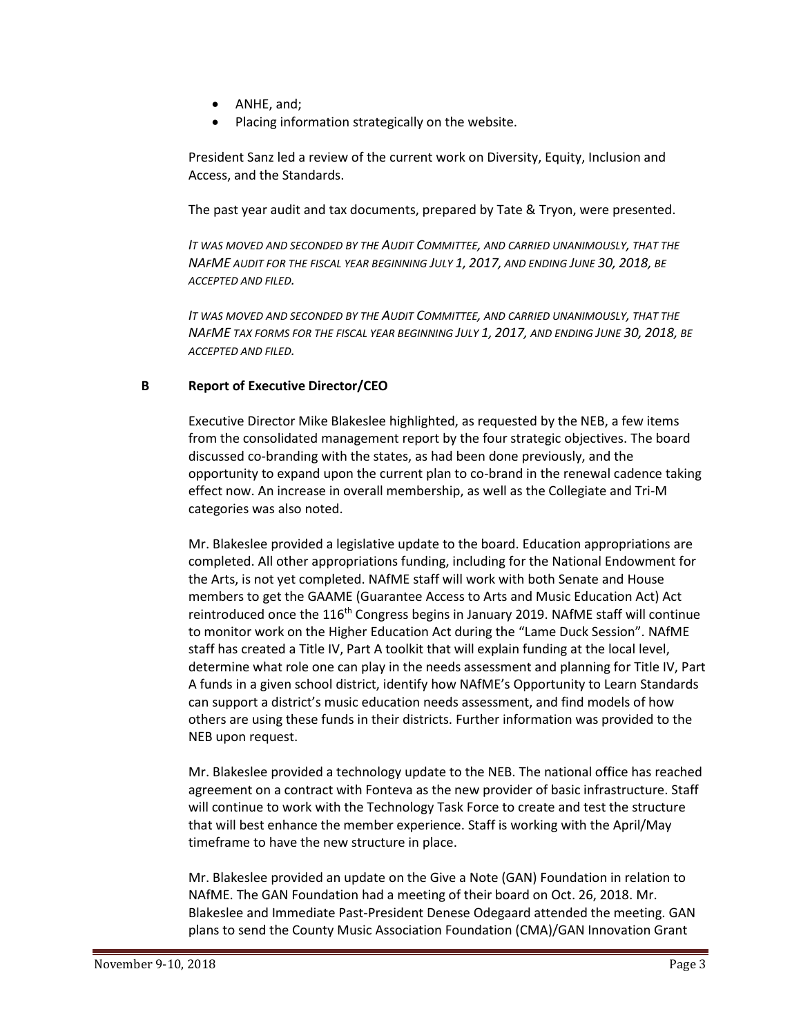- ANHE, and;
- Placing information strategically on the website.

President Sanz led a review of the current work on Diversity, Equity, Inclusion and Access, and the Standards.

The past year audit and tax documents, prepared by Tate & Tryon, were presented.

*IT WAS MOVED AND SECONDED BY THE AUDIT COMMITTEE, AND CARRIED UNANIMOUSLY, THAT THE NAfME AUDIT FOR THE FISCAL YEAR BEGINNING JULY 1, 2017, AND ENDING JUNE 30, 2018, BE ACCEPTED AND FILED.*

*IT WAS MOVED AND SECONDED BY THE AUDIT COMMITTEE, AND CARRIED UNANIMOUSLY, THAT THE NAfME TAX FORMS FOR THE FISCAL YEAR BEGINNING JULY 1, 2017, AND ENDING JUNE 30, 2018, BE ACCEPTED AND FILED.*

### B Report of Executive Director/CEO

Executive Director Mike Blakeslee highlighted, as requested by the NEB, a few items from the consolidated management report by the four strategic objectives. The board discussed co-branding with the states, as had been done previously, and the opportunity to expand upon the current plan to co-brand in the renewal cadence taking effect now. An increase in overall membership, as well as the Collegiate and Tri-M categories was also noted.

Mr. Blakeslee provided a legislative update to the board. Education appropriations are completed. All other appropriations funding, including for the National Endowment for the Arts, is not yet completed. NAfME staff will work with both Senate and House members to get the GAAME (Guarantee Access to Arts and Music Education Act) Act reintroduced once the 116th Congress begins in January 2019. NAfME staff will continue to monitor work on the Higher Education Act during the "Lame Duck Session". NAfME staff has created a Title IV, Part A toolkit that will explain funding at the local level, determine what role one can play in the needs assessment and planning for Title IV, Part A funds in a given school district, identify how NAfME's Opportunity to Learn Standards can support a district's music education needs assessment, and find models of how others are using these funds in their districts. Further information was provided to the NEB upon request.

Mr. Blakeslee provided a technology update to the NEB. The national office has reached agreement on a contract with Fonteva as the new provider of basic infrastructure. Staff will continue to work with the Technology Task Force to create and test the structure that will best enhance the member experience. Staff is working with the April/May timeframe to have the new structure in place.

Mr. Blakeslee provided an update on the Give a Note (GAN) Foundation in relation to NAfME. The GAN Foundation had a meeting of their board on Oct. 26, 2018. Mr. Blakeslee and Immediate Past-President Denese Odegaard attended the meeting. GAN plans to send the County Music Association Foundation (CMA)/GAN Innovation Grant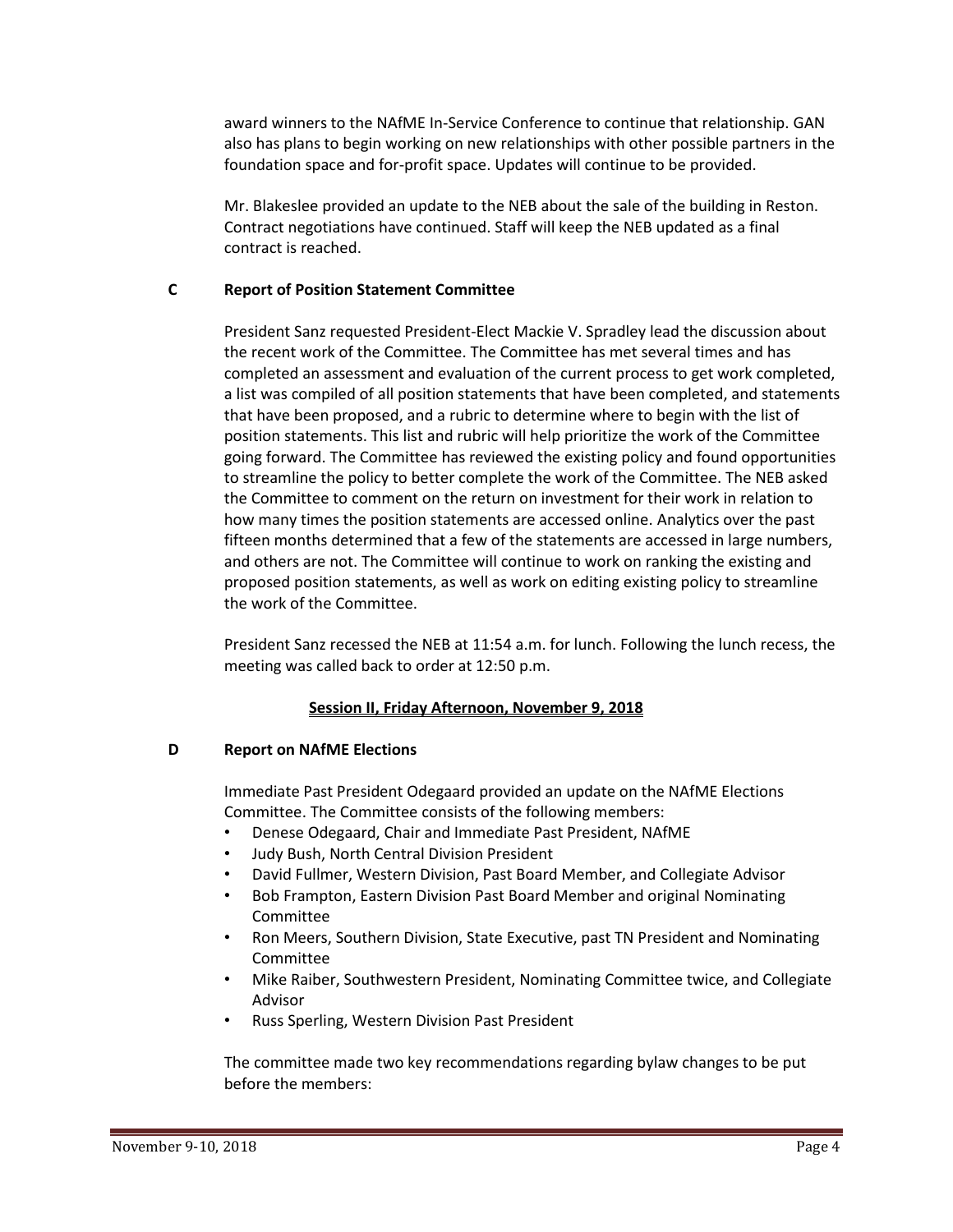award winners to the NAfME In-Service Conference to continue that relationship. GAN also has plans to begin working on new relationships with other possible partners in the foundation space and for-profit space. Updates will continue to be provided.

Mr. Blakeslee provided an update to the NEB about the sale of the building in Reston. Contract negotiations have continued. Staff will keep the NEB updated as a final contract is reached.

### C Report of Position Statement Committee

President Sanz requested President-Elect Mackie V. Spradley lead the discussion about the recent work of the Committee. The Committee has met several times and has completed an assessment and evaluation of the current process to get work completed, a list was compiled of all position statements that have been completed, and statements that have been proposed, and a rubric to determine where to begin with the list of position statements. This list and rubric will help prioritize the work of the Committee going forward. The Committee has reviewed the existing policy and found opportunities to streamline the policy to better complete the work of the Committee. The NEB asked the Committee to comment on the return on investment for their work in relation to how many times the position statements are accessed online. Analytics over the past fifteen months determined that a few of the statements are accessed in large numbers, and others are not. The Committee will continue to work on ranking the existing and proposed position statements, as well as work on editing existing policy to streamline the work of the Committee.

President Sanz recessed the NEB at 11:54 a.m. for lunch. Following the lunch recess, the meeting was called back to order at 12:50 p.m.

**Session II, Friday Afternoon, November 9, 2018**

### D Report on NAfME Elections

Immediate Past President Odegaard provided an update on the NAfME Elections Committee. The Committee consists of the following members:

- Denese Odegaard, Chair and Immediate Past President, NAfME
- Judy Bush, North Central Division President
- David Fullmer, Western Division, Past Board Member, and Collegiate Advisor
- Bob Frampton, Eastern Division Past Board Member and original Nominating Committee
- Ron Meers, Southern Division, State Executive, past TN President and Nominating Committee
- Mike Raiber, Southwestern President, Nominating Committee twice, and Collegiate Advisor
- Russ Sperling, Western Division Past President

The committee made two key recommendations regarding bylaw changes to be put before the members: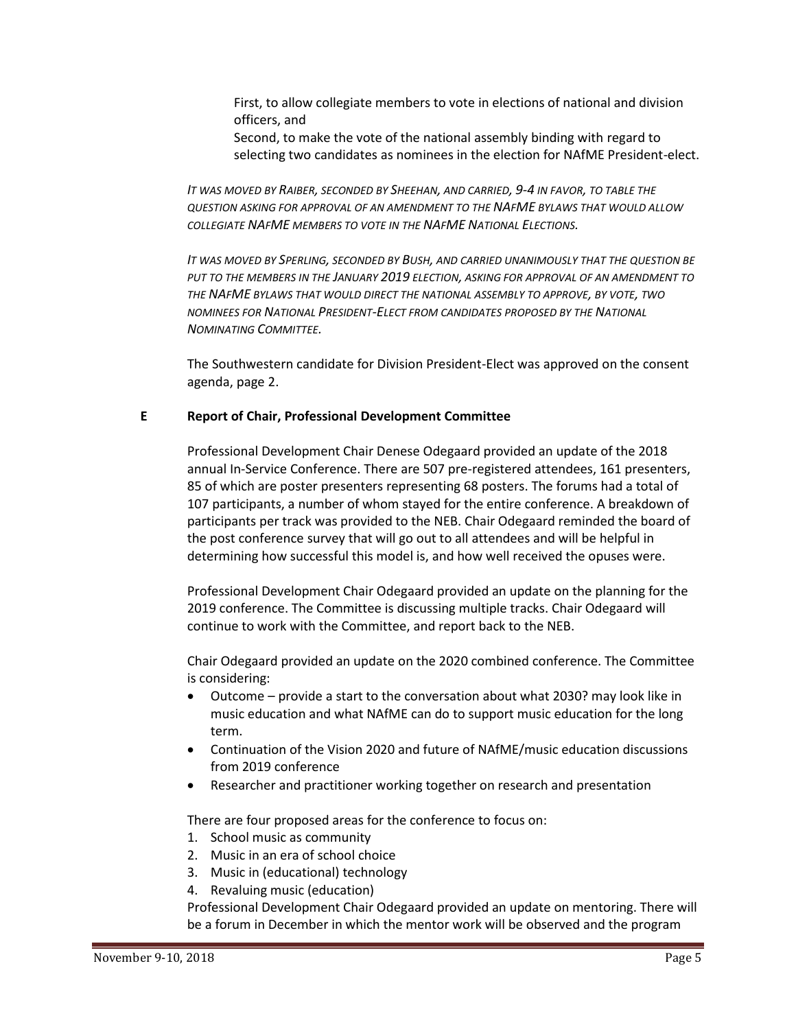First, to allow collegiate members to vote in elections of national and division officers, and

Second, to make the vote of the national assembly binding with regard to selecting two candidates as nominees in the election for NAfME President-elect.

*IT WAS MOVED BY RAIBER, SECONDED BY SHEEHAN, AND CARRIED, 9-4 IN FAVOR, TO TABLE THE QUESTION ASKING FOR APPROVAL OF AN AMENDMENT TO THE NAFME BYLAWS THAT WOULD ALLOW COLLEGIATE NAFME MEMBERS TO VOTE IN THE NAFME NATIONAL ELECTIONS.*

*IT WAS MOVED BY SPERLING, SECONDED BY BUSH, AND CARRIED UNANIMOUSLY THAT THE QUESTION BE PUT TO THE MEMBERS IN THE JANUARY 2019 ELECTION, ASKING FOR APPROVAL OF AN AMENDMENT TO THE NAFME BYLAWS THAT WOULD DIRECT THE NATIONAL ASSEMBLY TO APPROVE, BY VOTE, TWO NOMINEES FOR NATIONAL PRESIDENT-ELECT FROM CANDIDATES PROPOSED BY THE NATIONAL NOMINATING COMMITTEE.*

The Southwestern candidate for Division President-Elect was approved on the consent agenda, page 2.

**E Report of Chair, Professional Development Committee**

Professional Development Chair Denese Odegaard provided an update of the 2018 annual In-Service Conference. There are 507 pre-registered attendees, 161 presenters, 85 of which are poster presenters representing 68 posters. The forums had a total of 107 participants, a number of whom stayed for the entire conference. A breakdown of participants per track was provided to the NEB. Chair Odegaard reminded the board of the post conference survey that will go out to all attendees and will be helpful in determining how successful this model is, and how well received the opuses were.

Professional Development Chair Odegaard provided an update on the planning for the 2019 conference. The Committee is discussing multiple tracks. Chair Odegaard will continue to work with the Committee, and report back to the NEB.

Chair Odegaard provided an update on the 2020 combined conference. The Committee is considering:

- Outcome – provide a start to the conversation about what 2030? may look like in music education and what NAfME can do to support music education for the long term.
- Continuation of the Vision 2020 and future of NAfME/music education discussions from 2019 conference
- Researcher and practitioner working together on research and presentation

There are four proposed areas for the conference to focus on:

1. School music as community
2. Music in an era of school choice
3. Music in (educational) technology
4. Revaluing music (education)

Professional Development Chair Odegaard provided an update on mentoring. There will be a forum in December in which the mentor work will be observed and the program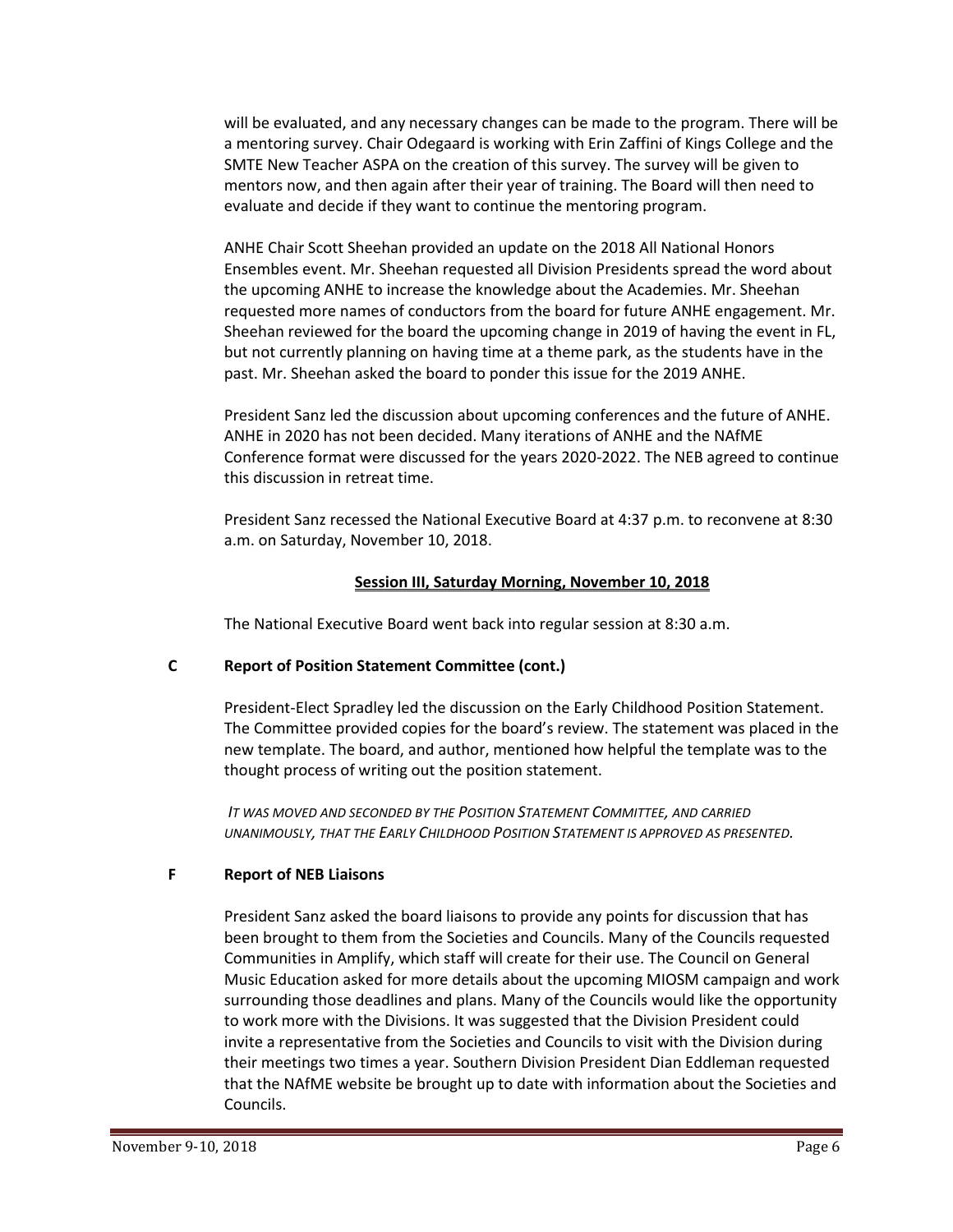will be evaluated, and any necessary changes can be made to the program. There will be a mentoring survey. Chair Odegaard is working with Erin Zaffini of Kings College and the SMTE New Teacher ASPA on the creation of this survey. The survey will be given to mentors now, and then again after their year of training. The Board will then need to evaluate and decide if they want to continue the mentoring program.

ANHE Chair Scott Sheehan provided an update on the 2018 All National Honors Ensembles event. Mr. Sheehan requested all Division Presidents spread the word about the upcoming ANHE to increase the knowledge about the Academies. Mr. Sheehan requested more names of conductors from the board for future ANHE engagement. Mr. Sheehan reviewed for the board the upcoming change in 2019 of having the event in FL, but not currently planning on having time at a theme park, as the students have in the past. Mr. Sheehan asked the board to ponder this issue for the 2019 ANHE.

President Sanz led the discussion about upcoming conferences and the future of ANHE. ANHE in 2020 has not been decided. Many iterations of ANHE and the NAfME Conference format were discussed for the years 2020-2022. The NEB agreed to continue this discussion in retreat time.

President Sanz recessed the National Executive Board at 4:37 p.m. to reconvene at 8:30 a.m. on Saturday, November 10, 2018.

## Session III, Saturday Morning, November 10, 2018

The National Executive Board went back into regular session at 8:30 a.m.

### C Report of Position Statement Committee (cont.)

President-Elect Spradley led the discussion on the Early Childhood Position Statement. The Committee provided copies for the board's review. The statement was placed in the new template. The board, and author, mentioned how helpful the template was to the thought process of writing out the position statement.

*IT WAS MOVED AND SECONDED BY THE POSITION STATEMENT COMMITTEE, AND CARRIED UNANIMOUSLY, THAT THE EARLY CHILDHOOD POSITION STATEMENT IS APPROVED AS PRESENTED.*

### F Report of NEB Liaisons

President Sanz asked the board liaisons to provide any points for discussion that has been brought to them from the Societies and Councils. Many of the Councils requested Communities in Amplify, which staff will create for their use. The Council on General Music Education asked for more details about the upcoming MIOSM campaign and work surrounding those deadlines and plans. Many of the Councils would like the opportunity to work more with the Divisions. It was suggested that the Division President could invite a representative from the Societies and Councils to visit with the Division during their meetings two times a year. Southern Division President Dian Eddleman requested that the NAfME website be brought up to date with information about the Societies and Councils.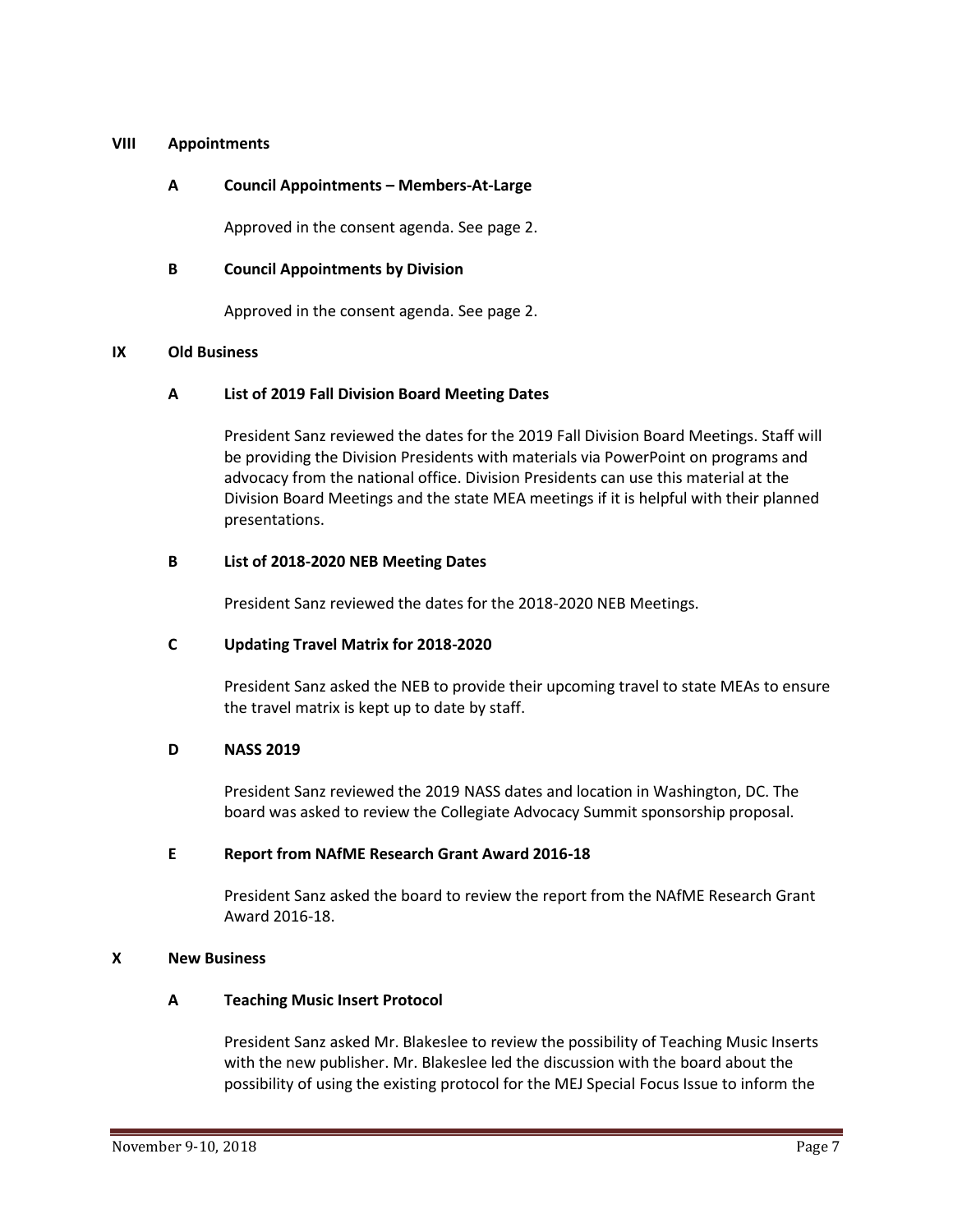## VIII Appointments

### A Council Appointments – Members-At-Large

Approved in the consent agenda. See page 2.

### B Council Appointments by Division

Approved in the consent agenda. See page 2.

## IX Old Business

### A List of 2019 Fall Division Board Meeting Dates

President Sanz reviewed the dates for the 2019 Fall Division Board Meetings. Staff will be providing the Division Presidents with materials via PowerPoint on programs and advocacy from the national office. Division Presidents can use this material at the Division Board Meetings and the state MEA meetings if it is helpful with their planned presentations.

### B List of 2018-2020 NEB Meeting Dates

President Sanz reviewed the dates for the 2018-2020 NEB Meetings.

### C Updating Travel Matrix for 2018-2020

President Sanz asked the NEB to provide their upcoming travel to state MEAs to ensure the travel matrix is kept up to date by staff.

### D NASS 2019

President Sanz reviewed the 2019 NASS dates and location in Washington, DC. The board was asked to review the Collegiate Advocacy Summit sponsorship proposal.

### E Report from NAfME Research Grant Award 2016-18

President Sanz asked the board to review the report from the NAfME Research Grant Award 2016-18.

## X New Business

### A Teaching Music Insert Protocol

President Sanz asked Mr. Blakeslee to review the possibility of Teaching Music Inserts with the new publisher. Mr. Blakeslee led the discussion with the board about the possibility of using the existing protocol for the MEJ Special Focus Issue to inform the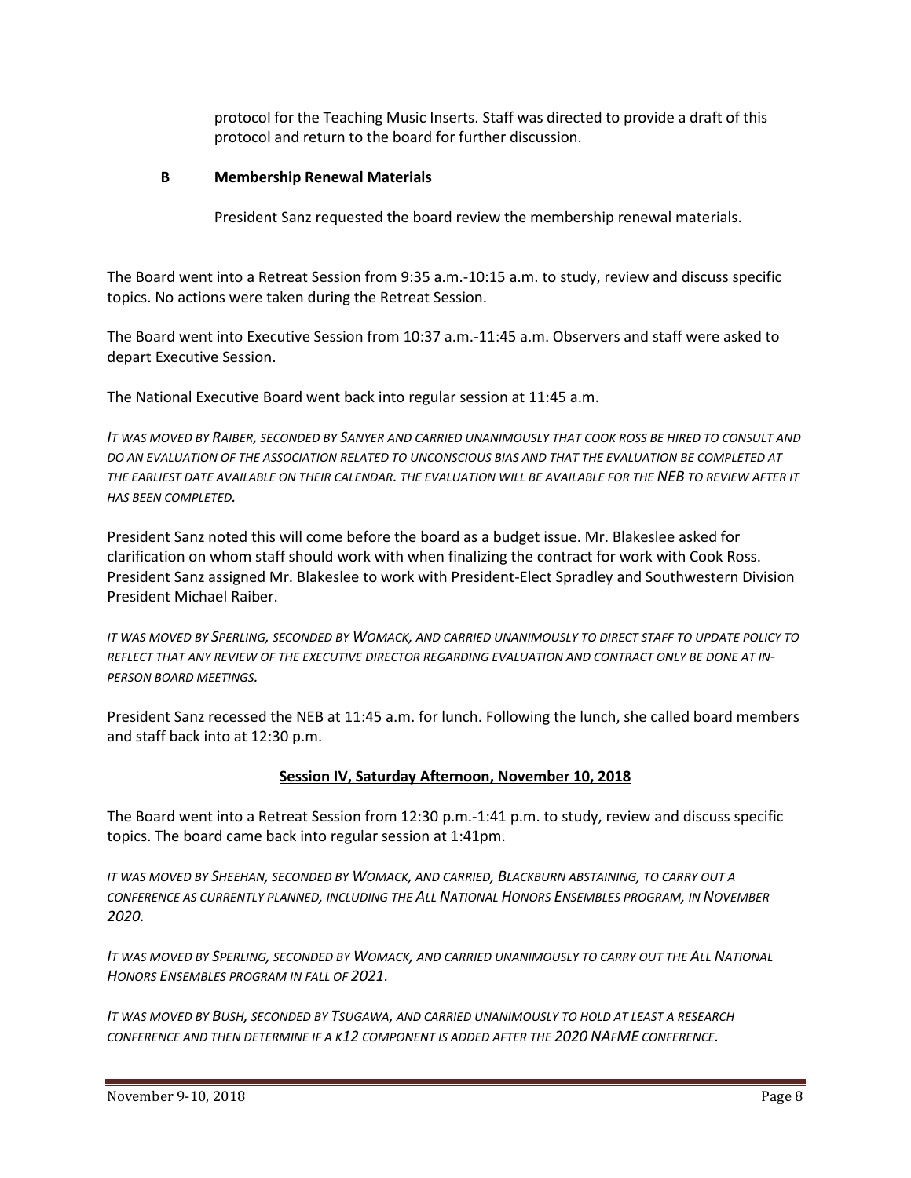protocol for the Teaching Music Inserts. Staff was directed to provide a draft of this protocol and return to the board for further discussion.

**B Membership Renewal Materials**

President Sanz requested the board review the membership renewal materials.

The Board went into a Retreat Session from 9:35 a.m.-10:15 a.m. to study, review and discuss specific topics. No actions were taken during the Retreat Session.

The Board went into Executive Session from 10:37 a.m.-11:45 a.m. Observers and staff were asked to depart Executive Session.

The National Executive Board went back into regular session at 11:45 a.m.

*IT WAS MOVED BY RAIBER, SECONDED BY SANYER AND CARRIED UNANIMOUSLY THAT COOK ROSS BE HIRED TO CONSULT AND DO AN EVALUATION OF THE ASSOCIATION RELATED TO UNCONSCIOUS BIAS AND THAT THE EVALUATION BE COMPLETED AT THE EARLIEST DATE AVAILABLE ON THEIR CALENDAR. THE EVALUATION WILL BE AVAILABLE FOR THE NEB TO REVIEW AFTER IT HAS BEEN COMPLETED.*

President Sanz noted this will come before the board as a budget issue. Mr. Blakeslee asked for clarification on whom staff should work with when finalizing the contract for work with Cook Ross. President Sanz assigned Mr. Blakeslee to work with President-Elect Spradley and Southwestern Division President Michael Raiber.

*IT WAS MOVED BY SPERLING, SECONDED BY WOMACK, AND CARRIED UNANIMOUSLY TO DIRECT STAFF TO UPDATE POLICY TO REFLECT THAT ANY REVIEW OF THE EXECUTIVE DIRECTOR REGARDING EVALUATION AND CONTRACT ONLY BE DONE AT IN-PERSON BOARD MEETINGS.*

President Sanz recessed the NEB at 11:45 a.m. for lunch. Following the lunch, she called board members and staff back into at 12:30 p.m.

## Session IV, Saturday Afternoon, November 10, 2018

The Board went into a Retreat Session from 12:30 p.m.-1:41 p.m. to study, review and discuss specific topics. The board came back into regular session at 1:41pm.

*IT WAS MOVED BY SHEEHAN, SECONDED BY WOMACK, AND CARRIED, BLACKBURN ABSTAINING, TO CARRY OUT A CONFERENCE AS CURRENTLY PLANNED, INCLUDING THE ALL NATIONAL HONORS ENSEMBLES PROGRAM, IN NOVEMBER 2020.*

*IT WAS MOVED BY SPERLING, SECONDED BY WOMACK, AND CARRIED UNANIMOUSLY TO CARRY OUT THE ALL NATIONAL HONORS ENSEMBLES PROGRAM IN FALL OF 2021.*

*IT WAS MOVED BY BUSH, SECONDED BY TSUGAWA, AND CARRIED UNANIMOUSLY TO HOLD AT LEAST A RESEARCH CONFERENCE AND THEN DETERMINE IF A K12 COMPONENT IS ADDED AFTER THE 2020 NAFME CONFERENCE.*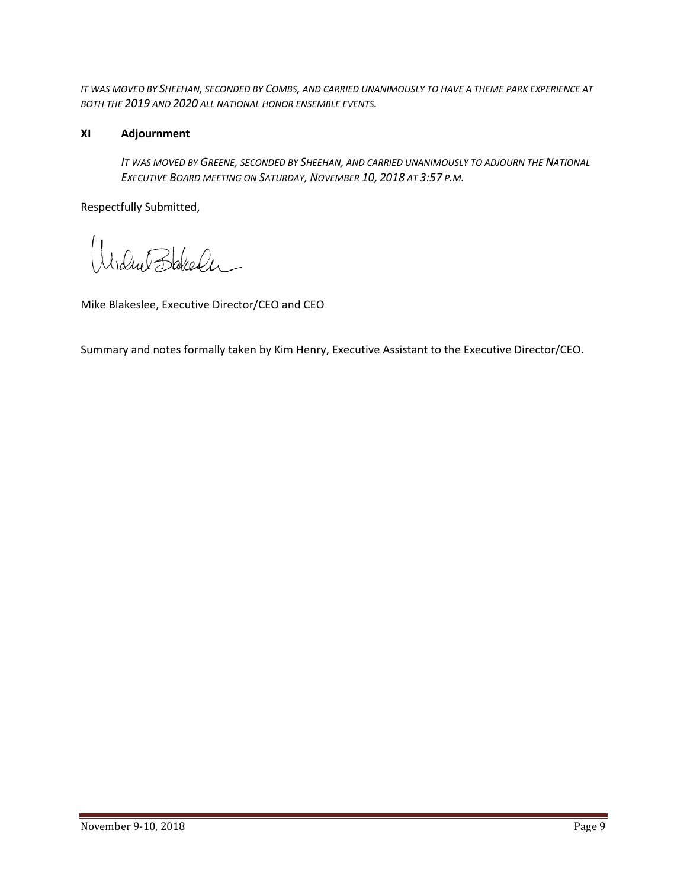*IT WAS MOVED BY SHEEHAN, SECONDED BY COMBS, AND CARRIED UNANIMOUSLY TO HAVE A THEME PARK EXPERIENCE AT BOTH THE 2019 AND 2020 ALL NATIONAL HONOR ENSEMBLE EVENTS.*

## XI Adjournment

*IT WAS MOVED BY GREENE, SECONDED BY SHEEHAN, AND CARRIED UNANIMOUSLY TO ADJOURN THE NATIONAL EXECUTIVE BOARD MEETING ON SATURDAY, NOVEMBER 10, 2018 AT 3:57 P.M.*

Respectfully Submitted,

Mike Blakeslee, Executive Director/CEO and CEO

Summary and notes formally taken by Kim Henry, Executive Assistant to the Executive Director/CEO.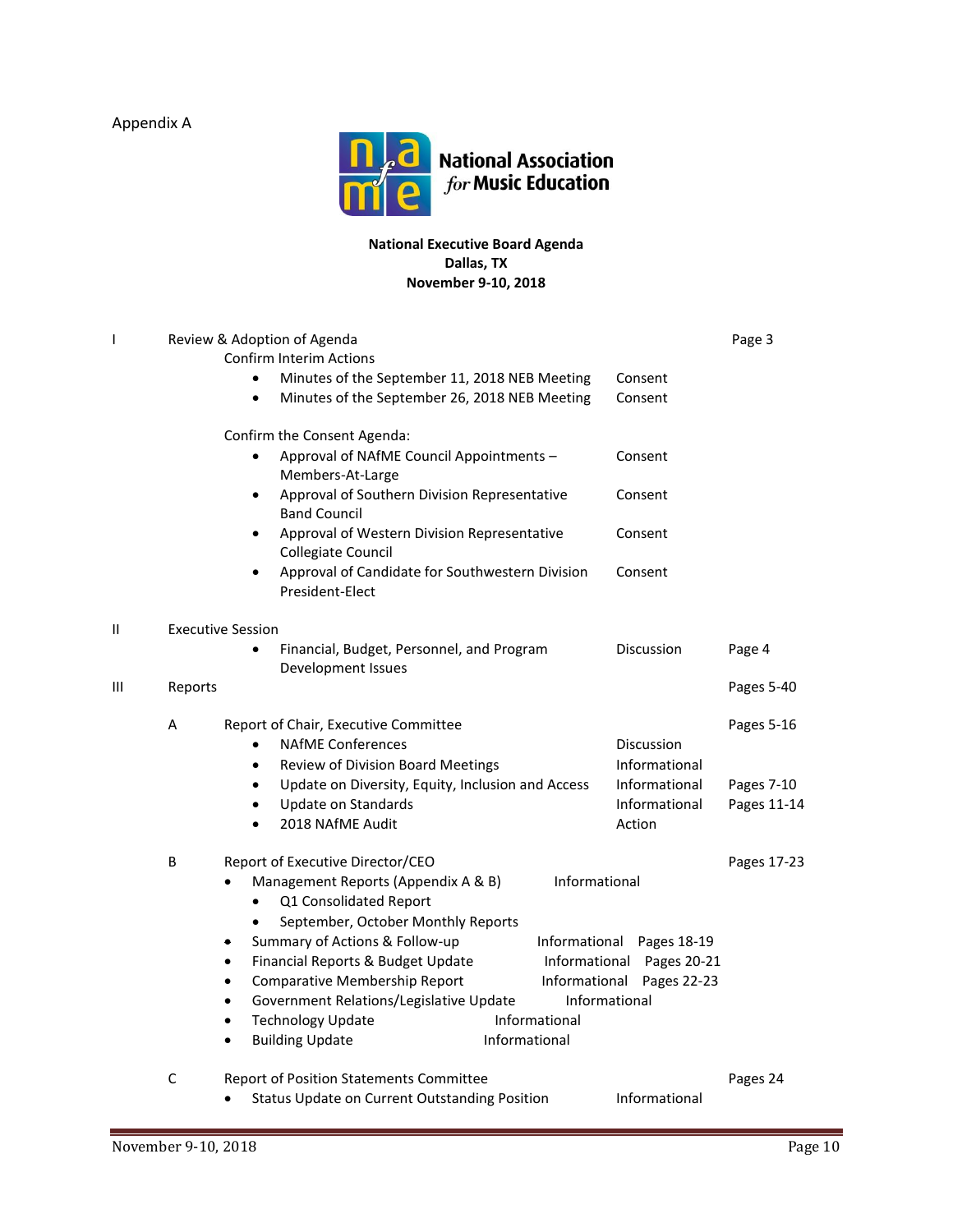Appendix A

National Association *for* Music Education

**National Executive Board Agenda**
**Dallas, TX**
**November 9-10, 2018**

| | | | | | |
|---|---|---|---|---|---|
| I | | Review & Adoption of Agenda | | Page 3 |
| | | Confirm Interim Actions | | |
| | | • Minutes of the September 11, 2018 NEB Meeting | Consent | |
| | | • Minutes of the September 26, 2018 NEB Meeting | Consent | |
| | | Confirm the Consent Agenda: | | |
| | | • Approval of NAfME Council Appointments – Members-At-Large | Consent | |
| | | • Approval of Southern Division Representative Band Council | Consent | |
| | | • Approval of Western Division Representative Collegiate Council | Consent | |
| | | • Approval of Candidate for Southwestern Division President-Elect | Consent | |
| II | | Executive Session | | |
| | | • Financial, Budget, Personnel, and Program Development Issues | Discussion | Page 4 |
| III | | Reports | | Pages 5-40 |
| | A | Report of Chair, Executive Committee | | Pages 5-16 |
| | | • NAfME Conferences | Discussion | |
| | | • Review of Division Board Meetings | Informational | |
| | | • Update on Diversity, Equity, Inclusion and Access | Informational | Pages 7-10 |
| | | • Update on Standards | Informational | Pages 11-14 |
| | | • 2018 NAfME Audit | Action | |
| | B | Report of Executive Director/CEO | | Pages 17-23 |
| | | • Management Reports (Appendix A & B) | Informational | |
| | | &nbsp;&nbsp;• Q1 Consolidated Report | | |
| | | &nbsp;&nbsp;• September, October Monthly Reports | | |
| | | • Summary of Actions & Follow-up | Informational | Pages 18-19 |
| | | • Financial Reports & Budget Update | Informational | Pages 20-21 |
| | | • Comparative Membership Report | Informational | Pages 22-23 |
| | | • Government Relations/Legislative Update | Informational | |
| | | • Technology Update | Informational | |
| | | • Building Update | Informational | |
| | C | Report of Position Statements Committee | | Pages 24 |
| | | • Status Update on Current Outstanding Position | Informational | |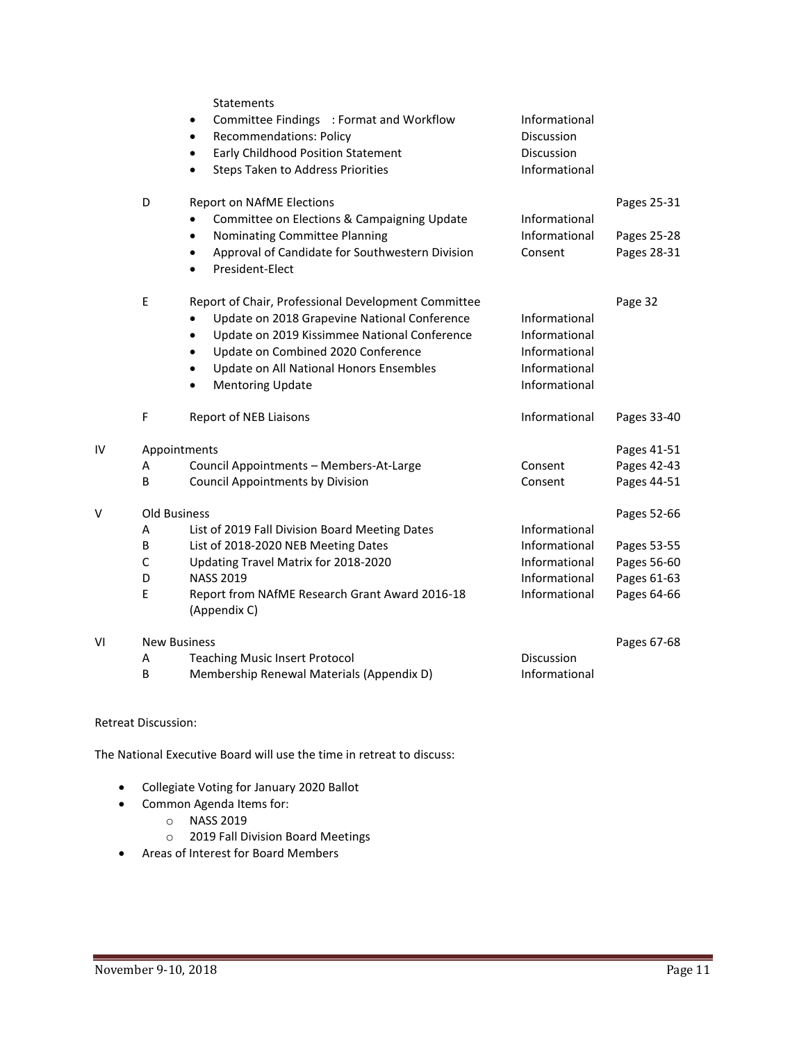| | | | | |
|---|---|---|---|---|
| | | Statements | | |
| | | • Committee Findings : Format and Workflow | Informational | |
| | | • Recommendations: Policy | Discussion | |
| | | • Early Childhood Position Statement | Discussion | |
| | | • Steps Taken to Address Priorities | Informational | |
| | D | Report on NAfME Elections | | Pages 25-31 |
| | | • Committee on Elections & Campaigning Update | Informational | |
| | | • Nominating Committee Planning | Informational | Pages 25-28 |
| | | • Approval of Candidate for Southwestern Division | Consent | Pages 28-31 |
| | | • President-Elect | | |
| | E | Report of Chair, Professional Development Committee | | Page 32 |
| | | • Update on 2018 Grapevine National Conference | Informational | |
| | | • Update on 2019 Kissimmee National Conference | Informational | |
| | | • Update on Combined 2020 Conference | Informational | |
| | | • Update on All National Honors Ensembles | Informational | |
| | | • Mentoring Update | Informational | |
| | F | Report of NEB Liaisons | Informational | Pages 33-40 |
| IV | Appointments | | | Pages 41-51 |
| | A | Council Appointments – Members-At-Large | Consent | Pages 42-43 |
| | B | Council Appointments by Division | Consent | Pages 44-51 |
| V | Old Business | | | Pages 52-66 |
| | A | List of 2019 Fall Division Board Meeting Dates | Informational | |
| | B | List of 2018-2020 NEB Meeting Dates | Informational | Pages 53-55 |
| | C | Updating Travel Matrix for 2018-2020 | Informational | Pages 56-60 |
| | D | NASS 2019 | Informational | Pages 61-63 |
| | E | Report from NAfME Research Grant Award 2016-18 (Appendix C) | Informational | Pages 64-66 |
| VI | New Business | | | Pages 67-68 |
| | A | Teaching Music Insert Protocol | Discussion | |
| | B | Membership Renewal Materials (Appendix D) | Informational | |

Retreat Discussion:

The National Executive Board will use the time in retreat to discuss:

- Collegiate Voting for January 2020 Ballot
- Common Agenda Items for:
  - NASS 2019
  - 2019 Fall Division Board Meetings
- Areas of Interest for Board Members